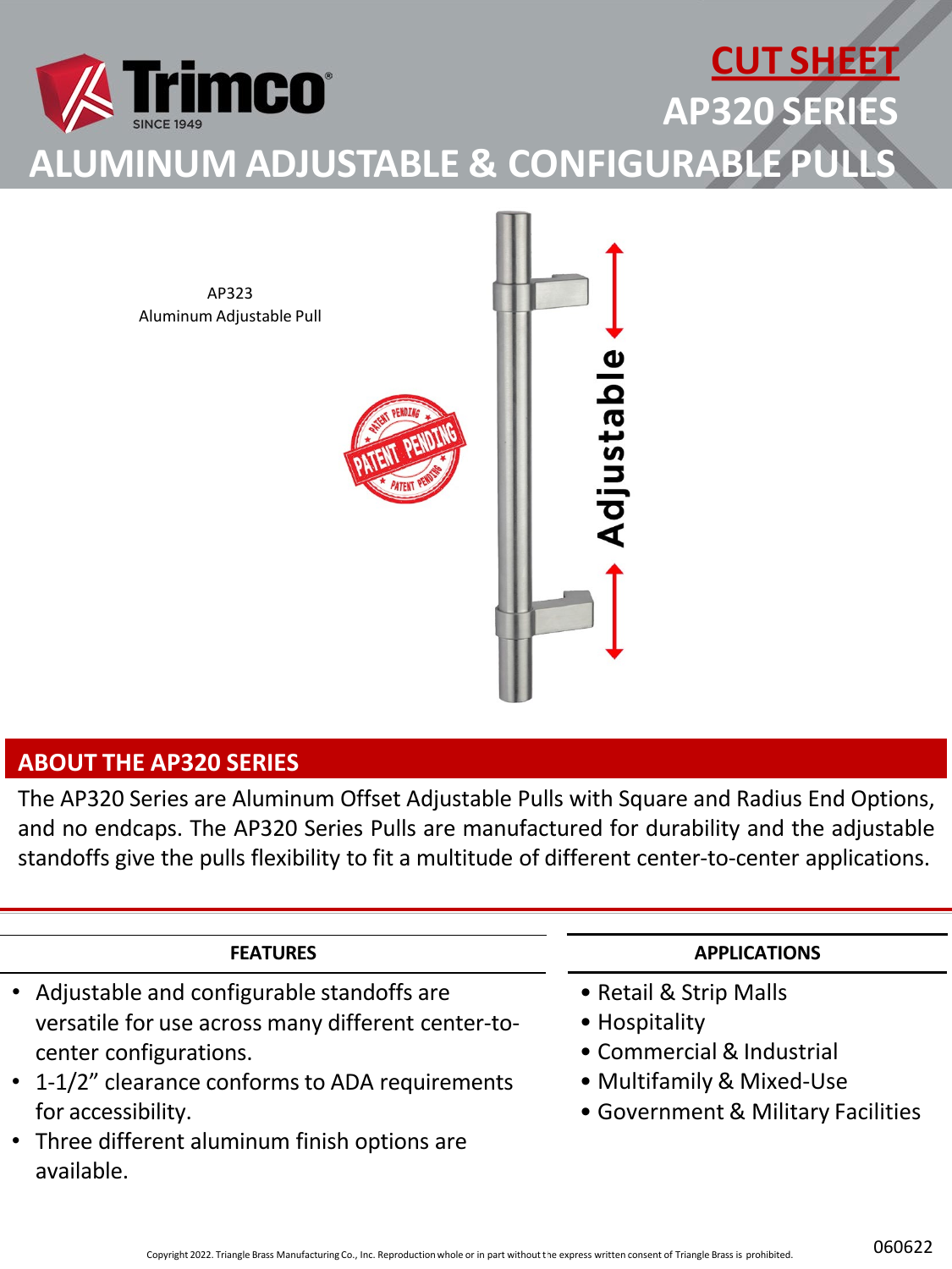# CUT SHEET

# AP320 SERIES

# ALUMINUM ADJUSTABLE & CONFIGURABLE PULLS

AP323
Aluminum Adjustable Pull

## ABOUT THE AP320 SERIES

The AP320 Series are Aluminum Offset Adjustable Pulls with Square and Radius End Options, and no endcaps. The AP320 Series Pulls are manufactured for durability and the adjustable standoffs give the pulls flexibility to fit a multitude of different center-to-center applications.

### FEATURES

- Adjustable and configurable standoffs are versatile for use across many different center-to-center configurations.
- 1-1/2" clearance conforms to ADA requirements for accessibility.
- Three different aluminum finish options are available.

### APPLICATIONS

- Retail & Strip Malls
- Hospitality
- Commercial & Industrial
- Multifamily & Mixed-Use
- Government & Military Facilities

Copyright 2022. Triangle Brass Manufacturing Co., Inc. Reproduction whole or in part without the express written consent of Triangle Brass is prohibited.

060622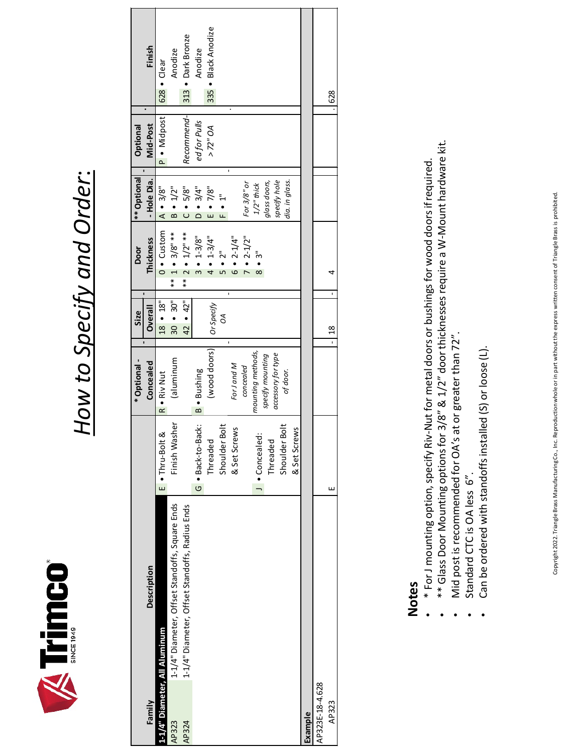# How to Specify and Order:

| Family | Description | | * Optional - Concealed | Size - Overall | - | Door Thickness | ** Optional - Hole Dia. | - | Optional Mid-Post | . | Finish |
|---|---|---|---|---|---|---|---|---|---|---|---|
| **1-1/4" Diameter, All Aluminum** | | | | | | | | | | | |
| AP323 | 1-1/4" Diameter, Offset Standoffs, Square Ends | E • Thru-Bolt & Finish Washer | R • Riv Nut (aluminum | 18 • 18" | | 0 • Custom | A • 3/8" | | P • Midpost | | 628 • Clear Anodize |
| AP324 | 1-1/4" Diameter, Offset Standoffs, Radius Ends | G • Back-to-Back: Threaded Shoulder Bolt & Set Screws | B • Bushing (wood doors) | 30 • 30" | | ** 1 • 3/8" ** | B • 1/2" | | *Recommended for Pulls >72" OA* | | 313 • Dark Bronze Anodize |
| | | J • Concealed: Threaded Shoulder Bolt & Set Screws | *For J and M concealed mounting methods, specify mounting accessory for type of door.* | 42 • 42" | | ** 2 • 1/2" ** | C • 5/8" | | | | 335 • Black Anodize |
| | | | | *Or Specify OA* | | 3 • 1-3/8" | D • 3/4" | | | | |
| | | | | | | 4 • 1-3/4" | E • 7/8" | | | | |
| | | | | | | 5 • 2" | F • 1" | | | | |
| | | | | | | 6 • 2-1/4" | *For 3/8" or 1/2" thick glass doors, specify hole dia. in glass.* | | | | |
| | | | | | | 7 • 2-1/2" | | | | | |
| | | | | | | 8 • 3" | | | | | |
| **Example** | | | | | | | | | | | |
| AP323E-18-4.628 | | | | | | | | | | | |
| AP323 | | E | | - 18 | - | 4 | | | | . | 628 |

## Notes

- * For J mounting option, specify Riv-Nut for metal doors or bushings for wood doors if required.
- ** Glass Door Mounting options for 3/8" & 1/2" door thicknesses require a W-Mount hardware kit.
- Mid post is recommended for OA's at or greater than 72".
- Standard CTC is OA less 6".
- Can be ordered with standoffs installed (S) or loose (L).

Copyright 2022. Triangle Brass Manufacturing Co., Inc. Reproduction whole or in part without the express written consent of Triangle Brass is prohibited.